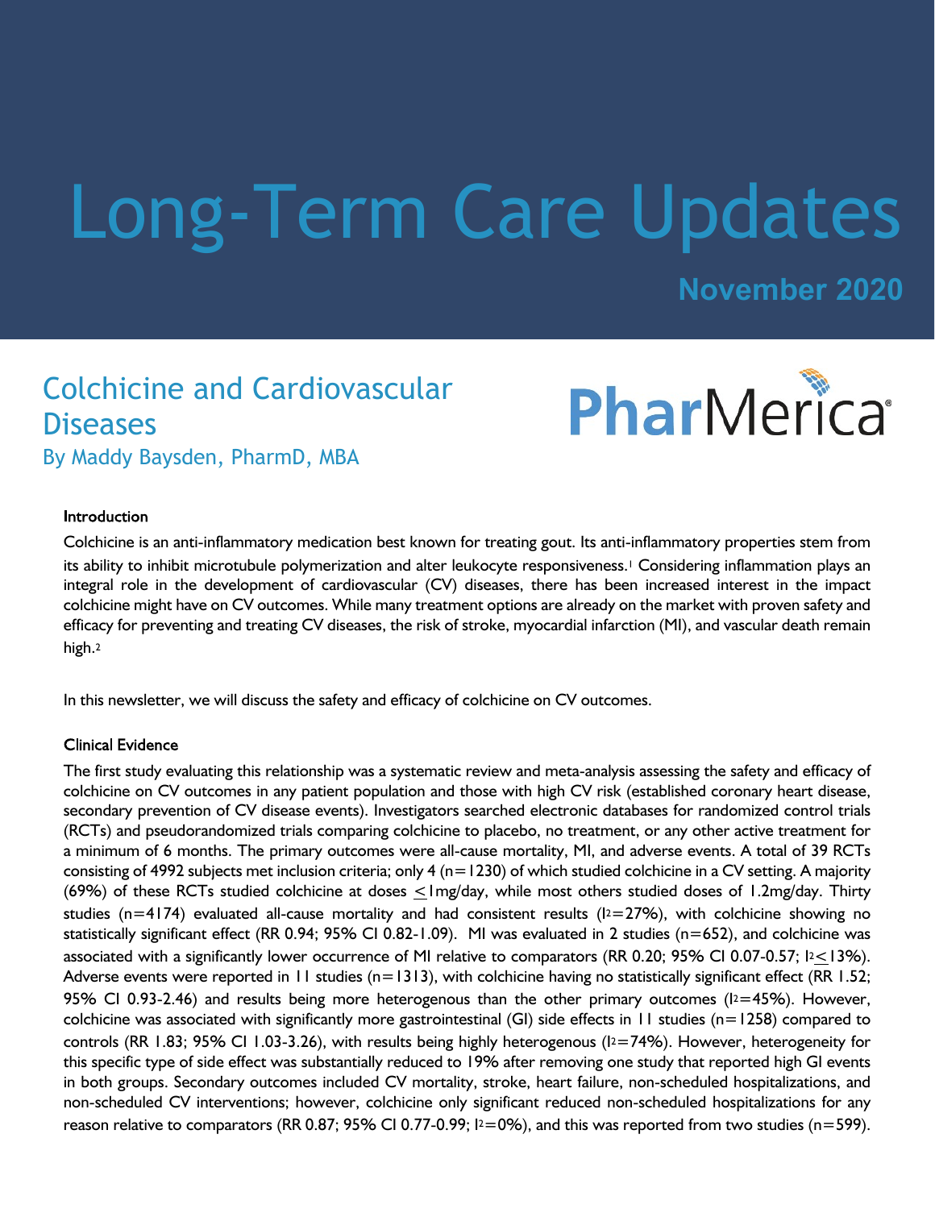# Long-Term Care Updates

**November 2020**

## Colchicine and Cardiovascular Diseases

By Maddy Baysden, PharmD, MBA

PharMerica

### Introduction

Colchicine is an anti-inflammatory medication best known for treating gout. Its anti-inflammatory properties stem from its ability to inhibit microtubule polymerization and alter leukocyte responsiveness.[1] Considering inflammation plays an integral role in the development of cardiovascular (CV) diseases, there has been increased interest in the impact colchicine might have on CV outcomes. While many treatment options are already on the market with proven safety and efficacy for preventing and treating CV diseases, the risk of stroke, myocardial infarction (MI), and vascular death remain high.[2]

In this newsletter, we will discuss the safety and efficacy of colchicine on CV outcomes.

### Clinical Evidence

The first study evaluating this relationship was a systematic review and meta-analysis assessing the safety and efficacy of colchicine on CV outcomes in any patient population and those with high CV risk (established coronary heart disease, secondary prevention of CV disease events). Investigators searched electronic databases for randomized control trials (RCTs) and pseudorandomized trials comparing colchicine to placebo, no treatment, or any other active treatment for a minimum of 6 months. The primary outcomes were all-cause mortality, MI, and adverse events. A total of 39 RCTs consisting of 4992 subjects met inclusion criteria; only 4 (n=1230) of which studied colchicine in a CV setting. A majority (69%) of these RCTs studied colchicine at doses $\leq$1mg/day, while most others studied doses of 1.2mg/day. Thirty studies (n=4174) evaluated all-cause mortality and had consistent results ($I^2$=27%), with colchicine showing no statistically significant effect (RR 0.94; 95% CI 0.82-1.09). MI was evaluated in 2 studies (n=652), and colchicine was associated with a significantly lower occurrence of MI relative to comparators (RR 0.20; 95% CI 0.07-0.57; $I^2 \leq$13%). Adverse events were reported in 11 studies (n=1313), with colchicine having no statistically significant effect (RR 1.52; 95% CI 0.93-2.46) and results being more heterogenous than the other primary outcomes ($I^2$=45%). However, colchicine was associated with significantly more gastrointestinal (GI) side effects in 11 studies (n=1258) compared to controls (RR 1.83; 95% CI 1.03-3.26), with results being highly heterogenous ($I^2$=74%). However, heterogeneity for this specific type of side effect was substantially reduced to 19% after removing one study that reported high GI events in both groups. Secondary outcomes included CV mortality, stroke, heart failure, non-scheduled hospitalizations, and non-scheduled CV interventions; however, colchicine only significant reduced non-scheduled hospitalizations for any reason relative to comparators (RR 0.87; 95% CI 0.77-0.99; $I^2$=0%), and this was reported from two studies (n=599).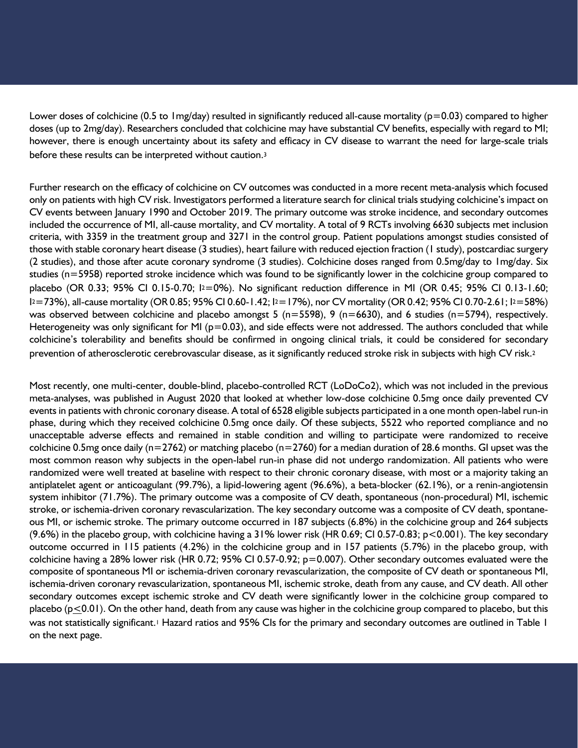Lower doses of colchicine (0.5 to 1mg/day) resulted in significantly reduced all-cause mortality ($p=0.03$) compared to higher doses (up to 2mg/day). Researchers concluded that colchicine may have substantial CV benefits, especially with regard to MI; however, there is enough uncertainty about its safety and efficacy in CV disease to warrant the need for large-scale trials before these results can be interpreted without caution.[3]

Further research on the efficacy of colchicine on CV outcomes was conducted in a more recent meta-analysis which focused only on patients with high CV risk. Investigators performed a literature search for clinical trials studying colchicine's impact on CV events between January 1990 and October 2019. The primary outcome was stroke incidence, and secondary outcomes included the occurrence of MI, all-cause mortality, and CV mortality. A total of 9 RCTs involving 6630 subjects met inclusion criteria, with 3359 in the treatment group and 3271 in the control group. Patient populations amongst studies consisted of those with stable coronary heart disease (3 studies), heart failure with reduced ejection fraction (1 study), postcardiac surgery (2 studies), and those after acute coronary syndrome (3 studies). Colchicine doses ranged from 0.5mg/day to 1mg/day. Six studies (n=5958) reported stroke incidence which was found to be significantly lower in the colchicine group compared to placebo (OR 0.33; 95% CI 0.15-0.70; $I^2=0\%$). No significant reduction difference in MI (OR 0.45; 95% CI 0.13-1.60; $I^2=73\%$), all-cause mortality (OR 0.85; 95% CI 0.60-1.42; $I^2=17\%$), nor CV mortality (OR 0.42; 95% CI 0.70-2.61; $I^2=58\%$) was observed between colchicine and placebo amongst 5 (n=5598), 9 (n=6630), and 6 studies (n=5794), respectively. Heterogeneity was only significant for MI ($p=0.03$), and side effects were not addressed. The authors concluded that while colchicine's tolerability and benefits should be confirmed in ongoing clinical trials, it could be considered for secondary prevention of atherosclerotic cerebrovascular disease, as it significantly reduced stroke risk in subjects with high CV risk.[2]

Most recently, one multi-center, double-blind, placebo-controlled RCT (LoDoCo2), which was not included in the previous meta-analyses, was published in August 2020 that looked at whether low-dose colchicine 0.5mg once daily prevented CV events in patients with chronic coronary disease. A total of 6528 eligible subjects participated in a one month open-label run-in phase, during which they received colchicine 0.5mg once daily. Of these subjects, 5522 who reported compliance and no unacceptable adverse effects and remained in stable condition and willing to participate were randomized to receive colchicine 0.5mg once daily (n=2762) or matching placebo (n=2760) for a median duration of 28.6 months. GI upset was the most common reason why subjects in the open-label run-in phase did not undergo randomization. All patients who were randomized were well treated at baseline with respect to their chronic coronary disease, with most or a majority taking an antiplatelet agent or anticoagulant (99.7%), a lipid-lowering agent (96.6%), a beta-blocker (62.1%), or a renin-angiotensin system inhibitor (71.7%). The primary outcome was a composite of CV death, spontaneous (non-procedural) MI, ischemic stroke, or ischemia-driven coronary revascularization. The key secondary outcome was a composite of CV death, spontaneous MI, or ischemic stroke. The primary outcome occurred in 187 subjects (6.8%) in the colchicine group and 264 subjects (9.6%) in the placebo group, with colchicine having a 31% lower risk (HR 0.69; CI 0.57-0.83; $p<0.001$). The key secondary outcome occurred in 115 patients (4.2%) in the colchicine group and in 157 patients (5.7%) in the placebo group, with colchicine having a 28% lower risk (HR 0.72; 95% CI 0.57-0.92; $p=0.007$). Other secondary outcomes evaluated were the composite of spontaneous MI or ischemia-driven coronary revascularization, the composite of CV death or spontaneous MI, ischemia-driven coronary revascularization, spontaneous MI, ischemic stroke, death from any cause, and CV death. All other secondary outcomes except ischemic stroke and CV death were significantly lower in the colchicine group compared to placebo ($p\leq0.01$). On the other hand, death from any cause was higher in the colchicine group compared to placebo, but this was not statistically significant.[1] Hazard ratios and 95% CIs for the primary and secondary outcomes are outlined in Table 1 on the next page.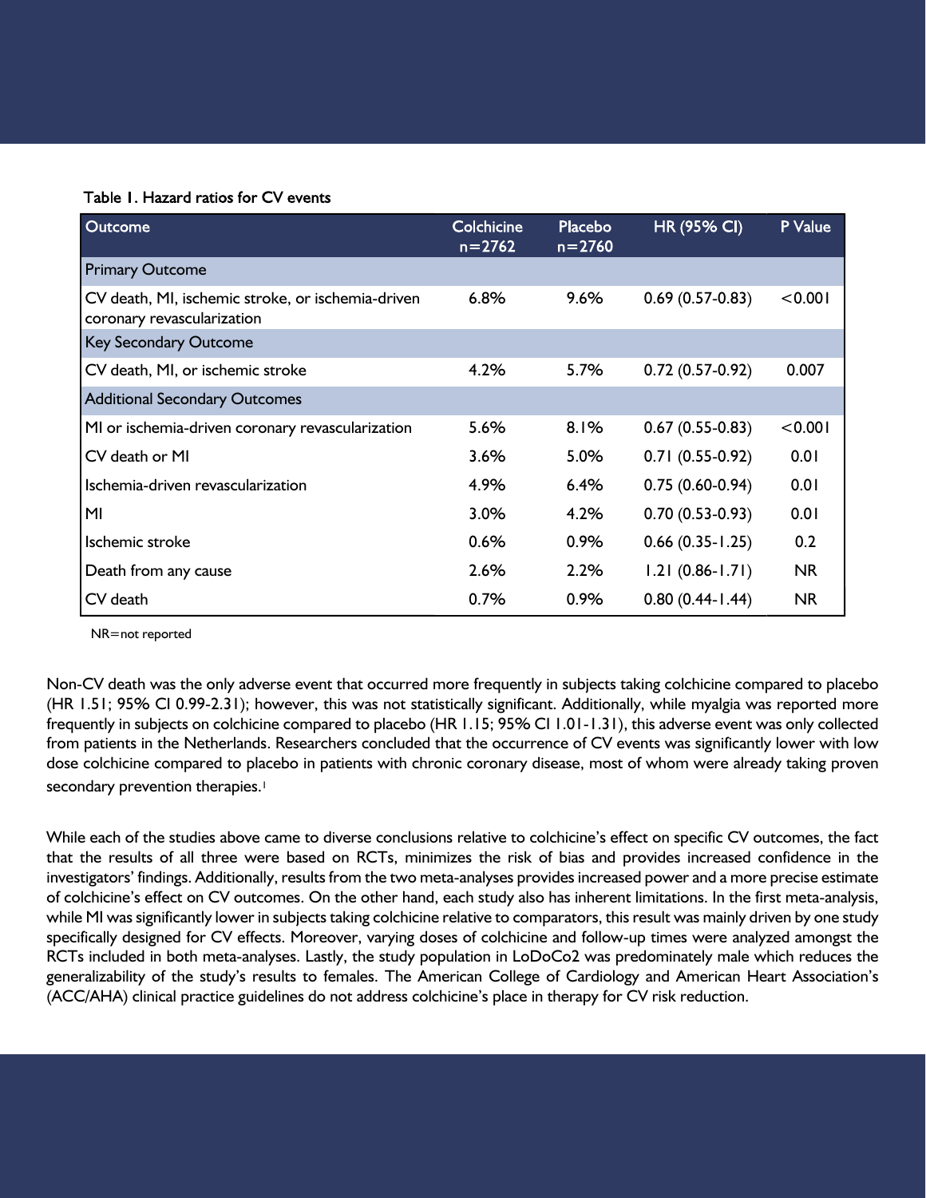Table 1. Hazard ratios for CV events

| Outcome | Colchicine n=2762 | Placebo n=2760 | HR (95% CI) | P Value |
|---|---|---|---|---|
| Primary Outcome | | | | |
| CV death, MI, ischemic stroke, or ischemia-driven coronary revascularization | 6.8% | 9.6% | 0.69 (0.57-0.83) | <0.001 |
| Key Secondary Outcome | | | | |
| CV death, MI, or ischemic stroke | 4.2% | 5.7% | 0.72 (0.57-0.92) | 0.007 |
| Additional Secondary Outcomes | | | | |
| MI or ischemia-driven coronary revascularization | 5.6% | 8.1% | 0.67 (0.55-0.83) | <0.001 |
| CV death or MI | 3.6% | 5.0% | 0.71 (0.55-0.92) | 0.01 |
| Ischemia-driven revascularization | 4.9% | 6.4% | 0.75 (0.60-0.94) | 0.01 |
| MI | 3.0% | 4.2% | 0.70 (0.53-0.93) | 0.01 |
| Ischemic stroke | 0.6% | 0.9% | 0.66 (0.35-1.25) | 0.2 |
| Death from any cause | 2.6% | 2.2% | 1.21 (0.86-1.71) | NR |
| CV death | 0.7% | 0.9% | 0.80 (0.44-1.44) | NR |

NR=not reported

Non-CV death was the only adverse event that occurred more frequently in subjects taking colchicine compared to placebo (HR 1.51; 95% CI 0.99-2.31); however, this was not statistically significant. Additionally, while myalgia was reported more frequently in subjects on colchicine compared to placebo (HR 1.15; 95% CI 1.01-1.31), this adverse event was only collected from patients in the Netherlands. Researchers concluded that the occurrence of CV events was significantly lower with low dose colchicine compared to placebo in patients with chronic coronary disease, most of whom were already taking proven secondary prevention therapies.[1]

While each of the studies above came to diverse conclusions relative to colchicine's effect on specific CV outcomes, the fact that the results of all three were based on RCTs, minimizes the risk of bias and provides increased confidence in the investigators' findings. Additionally, results from the two meta-analyses provides increased power and a more precise estimate of colchicine's effect on CV outcomes. On the other hand, each study also has inherent limitations. In the first meta-analysis, while MI was significantly lower in subjects taking colchicine relative to comparators, this result was mainly driven by one study specifically designed for CV effects. Moreover, varying doses of colchicine and follow-up times were analyzed amongst the RCTs included in both meta-analyses. Lastly, the study population in LoDoCo2 was predominately male which reduces the generalizability of the study's results to females. The American College of Cardiology and American Heart Association's (ACC/AHA) clinical practice guidelines do not address colchicine's place in therapy for CV risk reduction.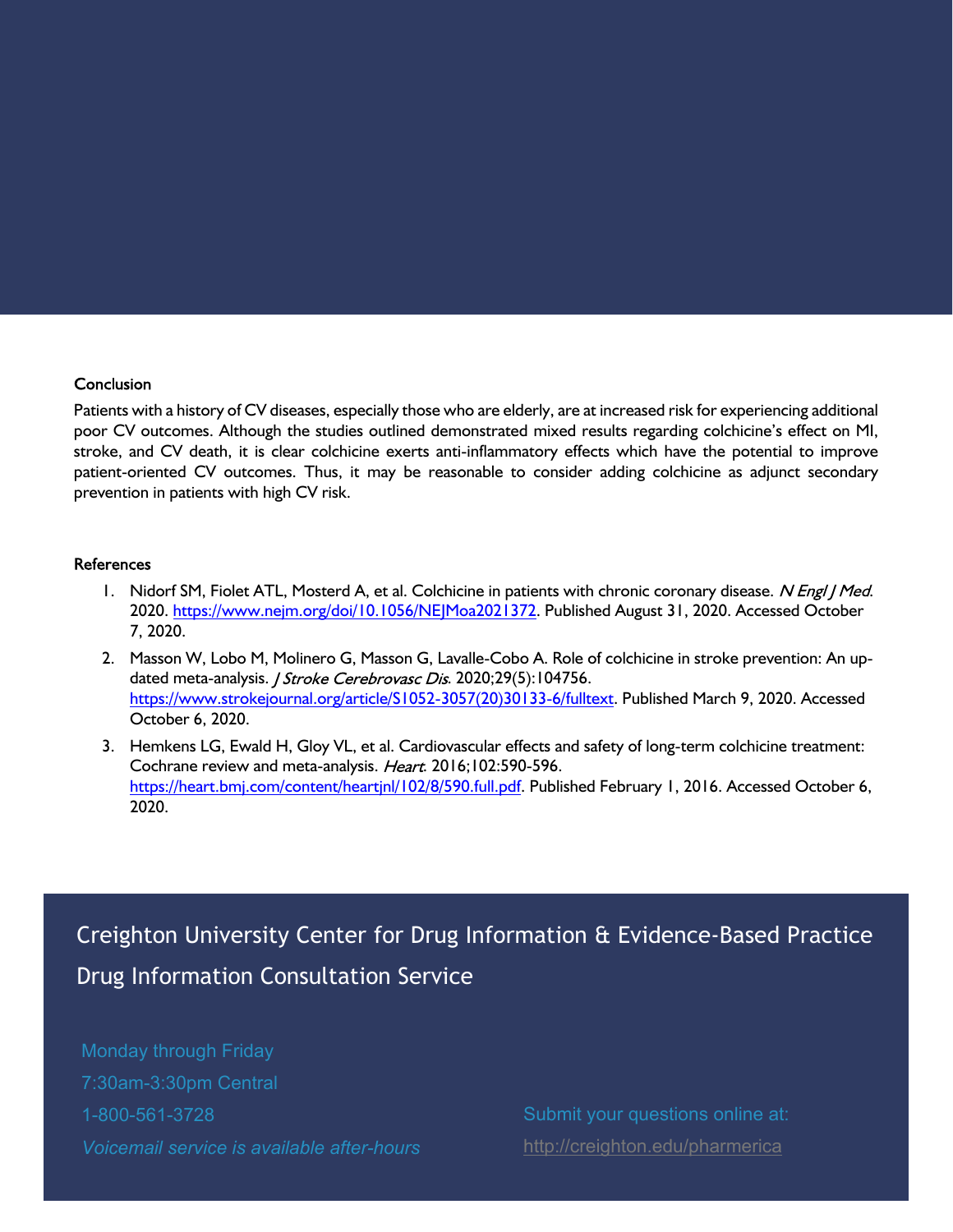## Conclusion

Patients with a history of CV diseases, especially those who are elderly, are at increased risk for experiencing additional poor CV outcomes. Although the studies outlined demonstrated mixed results regarding colchicine's effect on MI, stroke, and CV death, it is clear colchicine exerts anti-inflammatory effects which have the potential to improve patient-oriented CV outcomes. Thus, it may be reasonable to consider adding colchicine as adjunct secondary prevention in patients with high CV risk.

## References

1. Nidorf SM, Fiolet ATL, Mosterd A, et al. Colchicine in patients with chronic coronary disease. *N Engl J Med*. 2020. https://www.nejm.org/doi/10.1056/NEJMoa2021372. Published August 31, 2020. Accessed October 7, 2020.
2. Masson W, Lobo M, Molinero G, Masson G, Lavalle-Cobo A. Role of colchicine in stroke prevention: An updated meta-analysis. *J Stroke Cerebrovasc Dis*. 2020;29(5):104756. https://www.strokejournal.org/article/S1052-3057(20)30133-6/fulltext. Published March 9, 2020. Accessed October 6, 2020.
3. Hemkens LG, Ewald H, Gloy VL, et al. Cardiovascular effects and safety of long-term colchicine treatment: Cochrane review and meta-analysis. *Heart*. 2016;102:590-596. https://heart.bmj.com/content/heartjnl/102/8/590.full.pdf. Published February 1, 2016. Accessed October 6, 2020.

Creighton University Center for Drug Information & Evidence-Based Practice

Drug Information Consultation Service

Monday through Friday

7:30am-3:30pm Central

1-800-561-3728

*Voicemail service is available after-hours*

Submit your questions online at:

http://creighton.edu/pharmerica